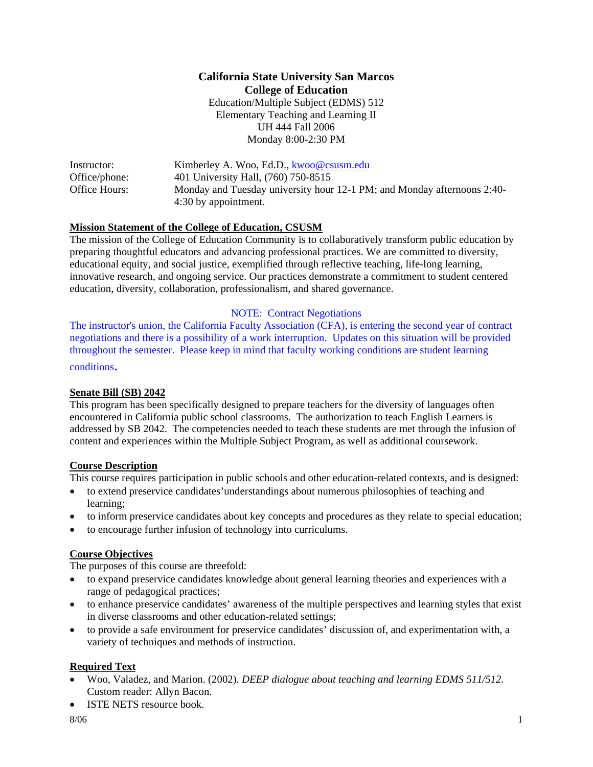# California State University San Marcos
## College of Education

Education/Multiple Subject (EDMS) 512
Elementary Teaching and Learning II
UH 444 Fall 2006
Monday 8:00-2:30 PM

| | |
|---|---|
| Instructor: | Kimberley A. Woo, Ed.D., kwoo@csusm.edu |
| Office/phone: | 401 University Hall, (760) 750-8515 |
| Office Hours: | Monday and Tuesday university hour 12-1 PM; and Monday afternoons 2:40-4:30 by appointment. |

### Mission Statement of the College of Education, CSUSM

The mission of the College of Education Community is to collaboratively transform public education by preparing thoughtful educators and advancing professional practices. We are committed to diversity, educational equity, and social justice, exemplified through reflective teaching, life-long learning, innovative research, and ongoing service. Our practices demonstrate a commitment to student centered education, diversity, collaboration, professionalism, and shared governance.

NOTE: Contract Negotiations

The instructor's union, the California Faculty Association (CFA), is entering the second year of contract negotiations and there is a possibility of a work interruption. Updates on this situation will be provided throughout the semester. Please keep in mind that faculty working conditions are student learning conditions.

### Senate Bill (SB) 2042

This program has been specifically designed to prepare teachers for the diversity of languages often encountered in California public school classrooms. The authorization to teach English Learners is addressed by SB 2042. The competencies needed to teach these students are met through the infusion of content and experiences within the Multiple Subject Program, as well as additional coursework.

### Course Description

This course requires participation in public schools and other education-related contexts, and is designed:

- to extend preservice candidates'understandings about numerous philosophies of teaching and learning;
- to inform preservice candidates about key concepts and procedures as they relate to special education;
- to encourage further infusion of technology into curriculums.

### Course Objectives

The purposes of this course are threefold:

- to expand preservice candidates knowledge about general learning theories and experiences with a range of pedagogical practices;
- to enhance preservice candidates' awareness of the multiple perspectives and learning styles that exist in diverse classrooms and other education-related settings;
- to provide a safe environment for preservice candidates' discussion of, and experimentation with, a variety of techniques and methods of instruction.

### Required Text

- Woo, Valadez, and Marion. (2002). *DEEP dialogue about teaching and learning EDMS 511/512.* Custom reader: Allyn Bacon.
- ISTE NETS resource book.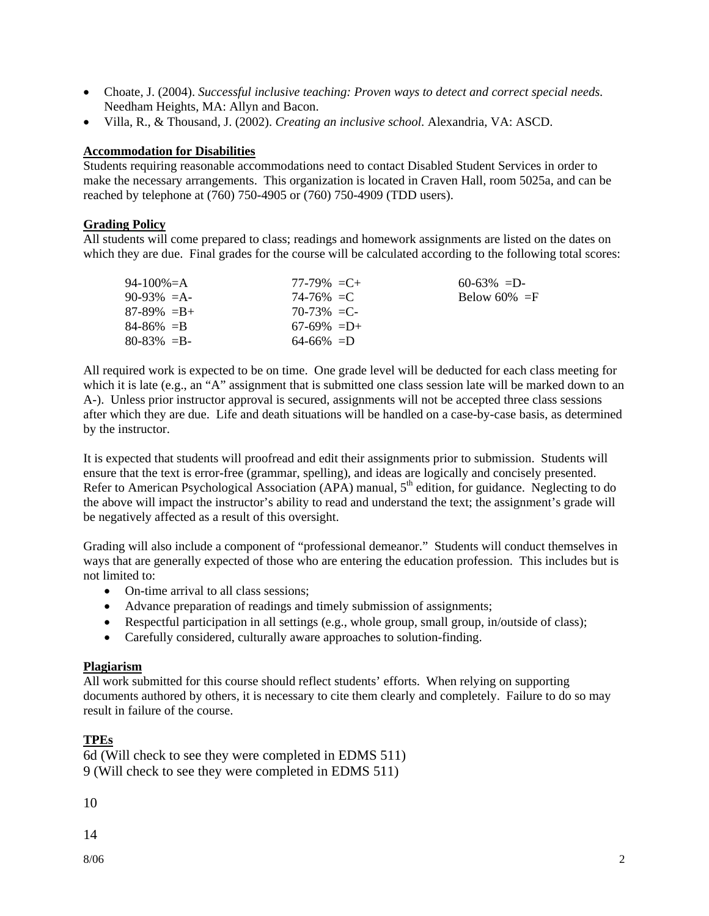- Choate, J. (2004). *Successful inclusive teaching: Proven ways to detect and correct special needs.* Needham Heights, MA: Allyn and Bacon.
- Villa, R., & Thousand, J. (2002). *Creating an inclusive school.* Alexandria, VA: ASCD.

**Accommodation for Disabilities**

Students requiring reasonable accommodations need to contact Disabled Student Services in order to make the necessary arrangements. This organization is located in Craven Hall, room 5025a, and can be reached by telephone at (760) 750-4905 or (760) 750-4909 (TDD users).

**Grading Policy**

All students will come prepared to class; readings and homework assignments are listed on the dates on which they are due. Final grades for the course will be calculated according to the following total scores:

| | | |
|---|---|---|
| 94-100%=A | 77-79% =C+ | 60-63% =D- |
| 90-93% =A- | 74-76% =C | Below 60% =F |
| 87-89% =B+ | 70-73% =C- | |
| 84-86% =B | 67-69% =D+ | |
| 80-83% =B- | 64-66% =D | |

All required work is expected to be on time. One grade level will be deducted for each class meeting for which it is late (e.g., an "A" assignment that is submitted one class session late will be marked down to an A-). Unless prior instructor approval is secured, assignments will not be accepted three class sessions after which they are due. Life and death situations will be handled on a case-by-case basis, as determined by the instructor.

It is expected that students will proofread and edit their assignments prior to submission. Students will ensure that the text is error-free (grammar, spelling), and ideas are logically and concisely presented. Refer to American Psychological Association (APA) manual, 5th edition, for guidance. Neglecting to do the above will impact the instructor's ability to read and understand the text; the assignment's grade will be negatively affected as a result of this oversight.

Grading will also include a component of "professional demeanor." Students will conduct themselves in ways that are generally expected of those who are entering the education profession. This includes but is not limited to:

- On-time arrival to all class sessions;
- Advance preparation of readings and timely submission of assignments;
- Respectful participation in all settings (e.g., whole group, small group, in/outside of class);
- Carefully considered, culturally aware approaches to solution-finding.

**Plagiarism**

All work submitted for this course should reflect students' efforts. When relying on supporting documents authored by others, it is necessary to cite them clearly and completely. Failure to do so may result in failure of the course.

**TPEs**

6d (Will check to see they were completed in EDMS 511)
9 (Will check to see they were completed in EDMS 511)

10

14

8/06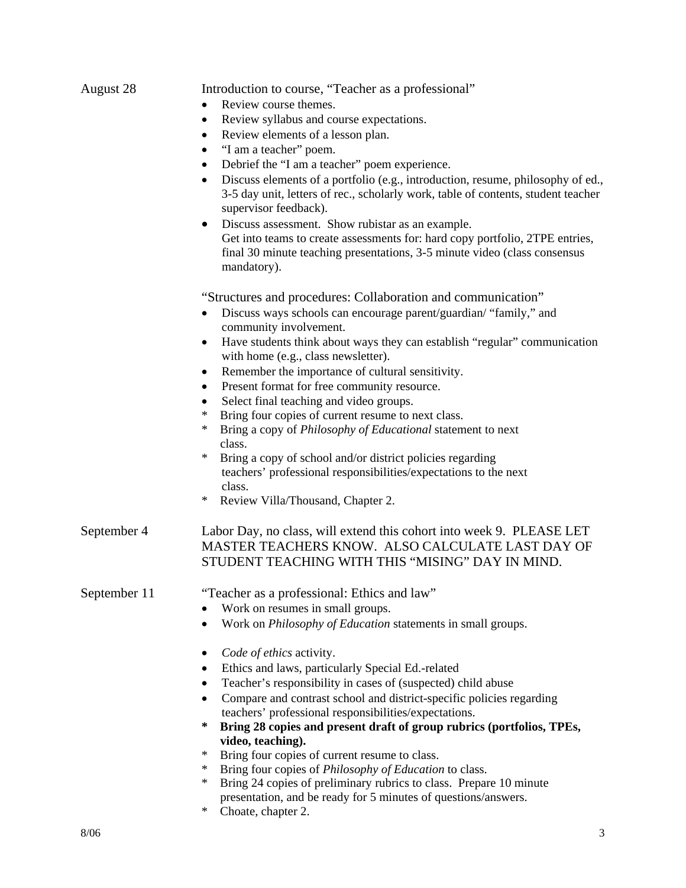| | |
|---|---|
| August 28 | Introduction to course, "Teacher as a professional"<br>• Review course themes.<br>• Review syllabus and course expectations.<br>• Review elements of a lesson plan.<br>• "I am a teacher" poem.<br>• Debrief the "I am a teacher" poem experience.<br>• Discuss elements of a portfolio (e.g., introduction, resume, philosophy of ed., 3-5 day unit, letters of rec., scholarly work, table of contents, student teacher supervisor feedback).<br>• Discuss assessment. Show rubistar as an example. Get into teams to create assessments for: hard copy portfolio, 2TPE entries, final 30 minute teaching presentations, 3-5 minute video (class consensus mandatory).<br><br>"Structures and procedures: Collaboration and communication"<br>• Discuss ways schools can encourage parent/guardian/ "family," and community involvement.<br>• Have students think about ways they can establish "regular" communication with home (e.g., class newsletter).<br>• Remember the importance of cultural sensitivity.<br>• Present format for free community resource.<br>• Select final teaching and video groups.<br>* Bring four copies of current resume to next class.<br>* Bring a copy of *Philosophy of Educational* statement to next class.<br>* Bring a copy of school and/or district policies regarding teachers' professional responsibilities/expectations to the next class.<br>* Review Villa/Thousand, Chapter 2. |
| September 4 | Labor Day, no class, will extend this cohort into week 9. PLEASE LET MASTER TEACHERS KNOW. ALSO CALCULATE LAST DAY OF STUDENT TEACHING WITH THIS "MISING" DAY IN MIND. |
| September 11 | "Teacher as a professional: Ethics and law"<br>• Work on resumes in small groups.<br>• Work on *Philosophy of Education* statements in small groups.<br><br>• *Code of ethics* activity.<br>• Ethics and laws, particularly Special Ed.-related<br>• Teacher's responsibility in cases of (suspected) child abuse<br>• Compare and contrast school and district-specific policies regarding teachers' professional responsibilities/expectations.<br>**\* Bring 28 copies and present draft of group rubrics (portfolios, TPEs, video, teaching).**<br>* Bring four copies of current resume to class.<br>* Bring four copies of *Philosophy of Education* to class.<br>* Bring 24 copies of preliminary rubrics to class. Prepare 10 minute presentation, and be ready for 5 minutes of questions/answers.<br>* Choate, chapter 2. |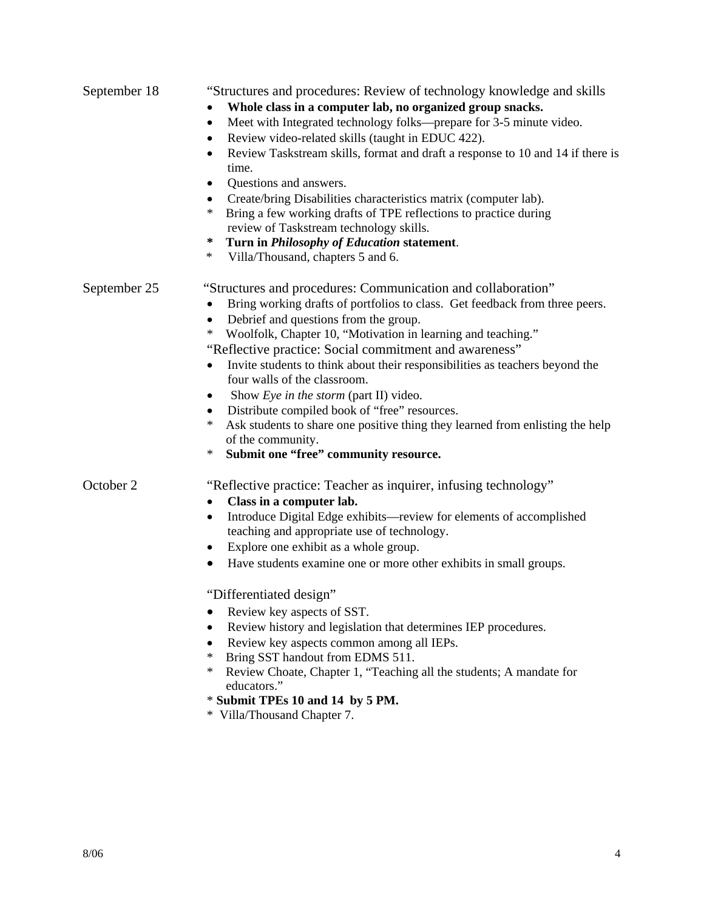**September 18**

"Structures and procedures: Review of technology knowledge and skills

- **Whole class in a computer lab, no organized group snacks.**
- Meet with Integrated technology folks—prepare for 3-5 minute video.
- Review video-related skills (taught in EDUC 422).
- Review Taskstream skills, format and draft a response to 10 and 14 if there is time.
- Questions and answers.
- Create/bring Disabilities characteristics matrix (computer lab).

\* Bring a few working drafts of TPE reflections to practice during review of Taskstream technology skills.

\* **Turn in *Philosophy of Education* statement**.

\* Villa/Thousand, chapters 5 and 6.

**September 25**

"Structures and procedures: Communication and collaboration"

- Bring working drafts of portfolios to class. Get feedback from three peers.
- Debrief and questions from the group.

\* Woolfolk, Chapter 10, "Motivation in learning and teaching."

"Reflective practice: Social commitment and awareness"

- Invite students to think about their responsibilities as teachers beyond the four walls of the classroom.
- Show *Eye in the storm* (part II) video.
- Distribute compiled book of "free" resources.

\* Ask students to share one positive thing they learned from enlisting the help of the community.

\* **Submit one "free" community resource.**

**October 2**

"Reflective practice: Teacher as inquirer, infusing technology"

- **Class in a computer lab.**
- Introduce Digital Edge exhibits—review for elements of accomplished teaching and appropriate use of technology.
- Explore one exhibit as a whole group.
- Have students examine one or more other exhibits in small groups.

"Differentiated design"

- Review key aspects of SST.
- Review history and legislation that determines IEP procedures.
- Review key aspects common among all IEPs.

\* Bring SST handout from EDMS 511.

\* Review Choate, Chapter 1, "Teaching all the students; A mandate for educators."

\* **Submit TPEs 10 and 14 by 5 PM.**

\* Villa/Thousand Chapter 7.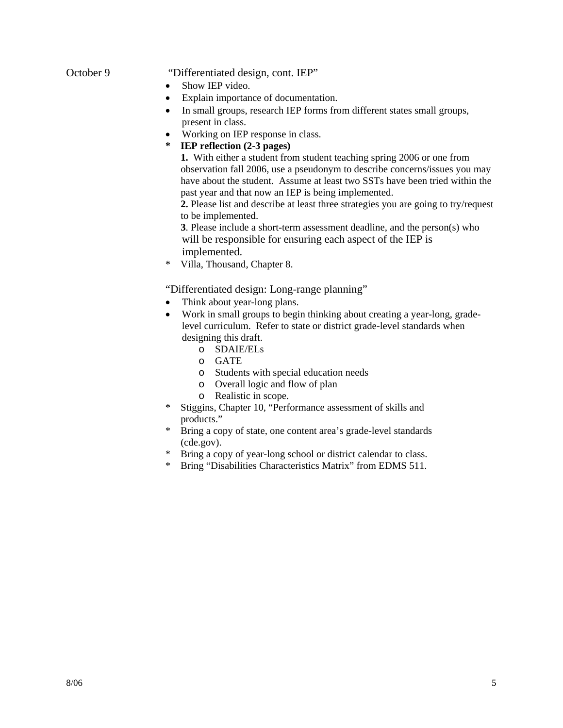October 9

"Differentiated design, cont. IEP"

- Show IEP video.
- Explain importance of documentation.
- In small groups, research IEP forms from different states small groups, present in class.
- Working on IEP response in class.

\* **IEP reflection (2-3 pages)**

**1.** With either a student from student teaching spring 2006 or one from observation fall 2006, use a pseudonym to describe concerns/issues you may have about the student. Assume at least two SSTs have been tried within the past year and that now an IEP is being implemented.

**2.** Please list and describe at least three strategies you are going to try/request to be implemented.

**3**. Please include a short-term assessment deadline, and the person(s) who will be responsible for ensuring each aspect of the IEP is implemented.

\* Villa, Thousand, Chapter 8.

"Differentiated design: Long-range planning"

- Think about year-long plans.
- Work in small groups to begin thinking about creating a year-long, grade-level curriculum. Refer to state or district grade-level standards when designing this draft.
    - SDAIE/ELs
    - GATE
    - Students with special education needs
    - Overall logic and flow of plan
    - Realistic in scope.

\* Stiggins, Chapter 10, "Performance assessment of skills and products."

\* Bring a copy of state, one content area's grade-level standards (cde.gov).

\* Bring a copy of year-long school or district calendar to class.

\* Bring "Disabilities Characteristics Matrix" from EDMS 511.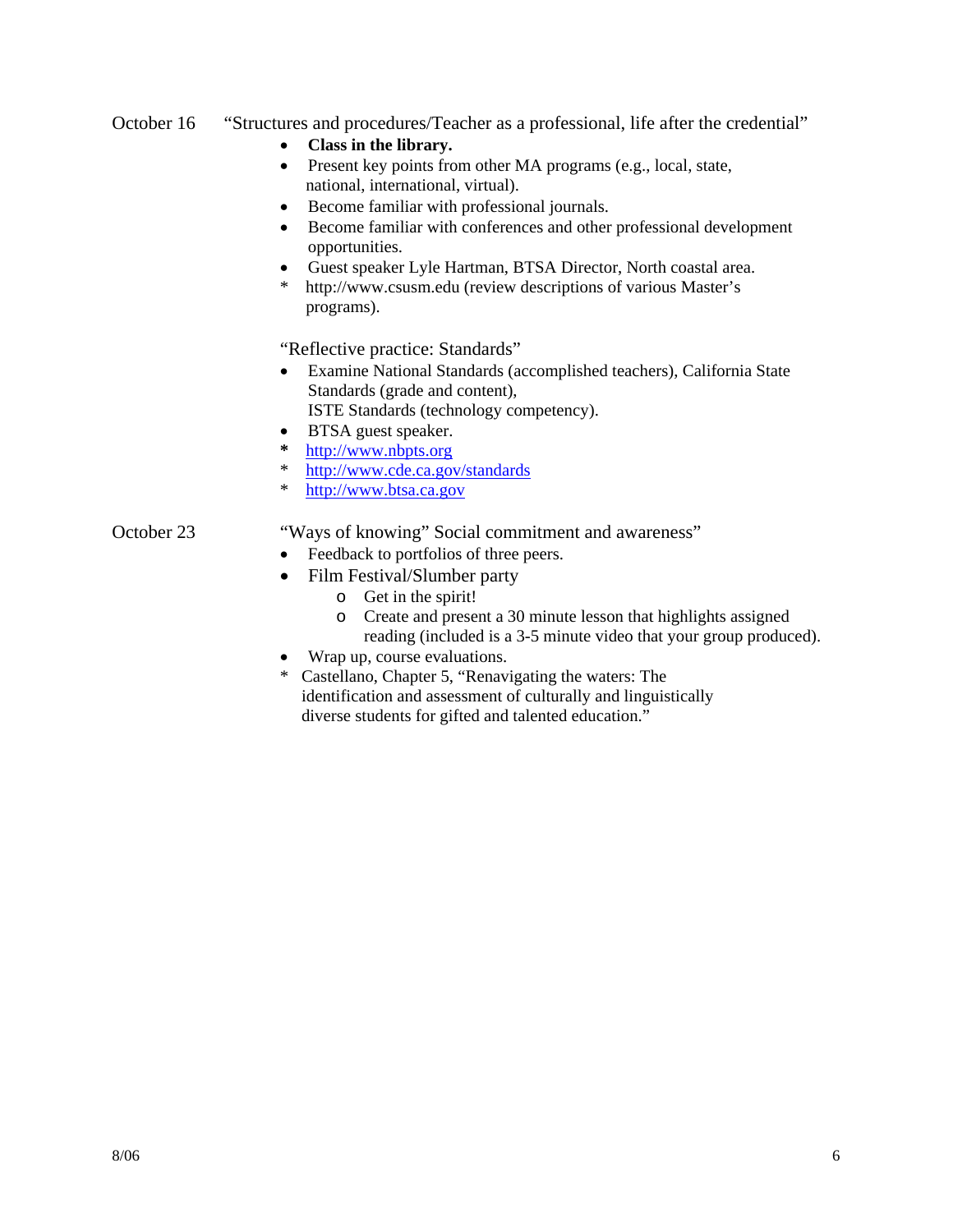October 16 “Structures and procedures/Teacher as a professional, life after the credential”

- **Class in the library.**
- Present key points from other MA programs (e.g., local, state, national, international, virtual).
- Become familiar with professional journals.
- Become familiar with conferences and other professional development opportunities.
- Guest speaker Lyle Hartman, BTSA Director, North coastal area.

\* http://www.csusm.edu (review descriptions of various Master’s programs).

“Reflective practice: Standards”

- Examine National Standards (accomplished teachers), California State Standards (grade and content), ISTE Standards (technology competency).
- BTSA guest speaker.

\* http://www.nbpts.org
\* http://www.cde.ca.gov/standards
\* http://www.btsa.ca.gov

October 23 “Ways of knowing” Social commitment and awareness”

- Feedback to portfolios of three peers.
- Film Festival/Slumber party
  - Get in the spirit!
  - Create and present a 30 minute lesson that highlights assigned reading (included is a 3-5 minute video that your group produced).
- Wrap up, course evaluations.

\* Castellano, Chapter 5, “Renavigating the waters: The identification and assessment of culturally and linguistically diverse students for gifted and talented education.”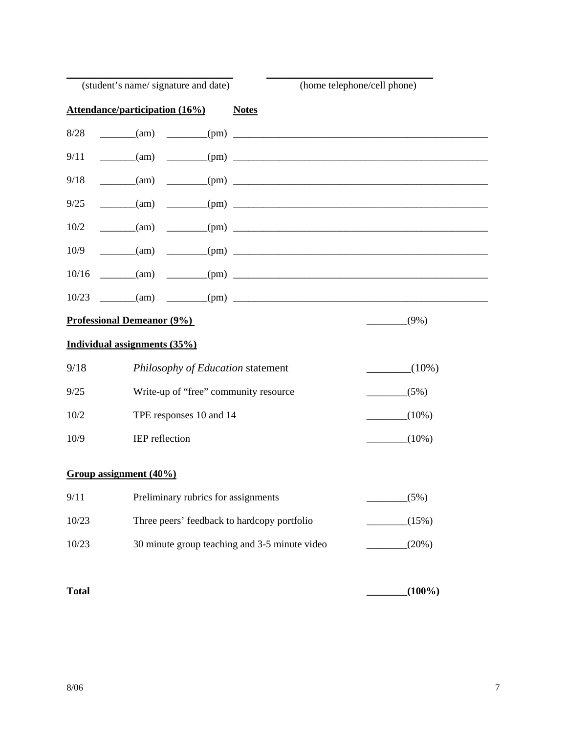________________________________ ________________________________
(student's name/ signature and date) (home telephone/cell phone)

**Attendance/participation (16%)** **Notes**

8/28 _______(am) ________(pm) ____________________________________________________

9/11 _______(am) ________(pm) ____________________________________________________

9/18 _______(am) ________(pm) ____________________________________________________

9/25 _______(am) ________(pm) ____________________________________________________

10/2 _______(am) ________(pm) ____________________________________________________

10/9 _______(am) ________(pm) ____________________________________________________

10/16 _______(am) ________(pm) ____________________________________________________

10/23 _______(am) ________(pm) ____________________________________________________

**Professional Demeanor (9%)** ________(9%)

**Individual assignments (35%)**

| | | |
|---|---|---|
| 9/18 | *Philosophy of Education* statement | ________(10%) |
| 9/25 | Write-up of "free" community resource | ________(5%) |
| 10/2 | TPE responses 10 and 14 | ________(10%) |
| 10/9 | IEP reflection | ________(10%) |

**Group assignment (40%)**

| | | |
|---|---|---|
| 9/11 | Preliminary rubrics for assignments | ________(5%) |
| 10/23 | Three peers' feedback to hardcopy portfolio | ________(15%) |
| 10/23 | 30 minute group teaching and 3-5 minute video | ________(20%) |

**Total** **________(100%)**

8/06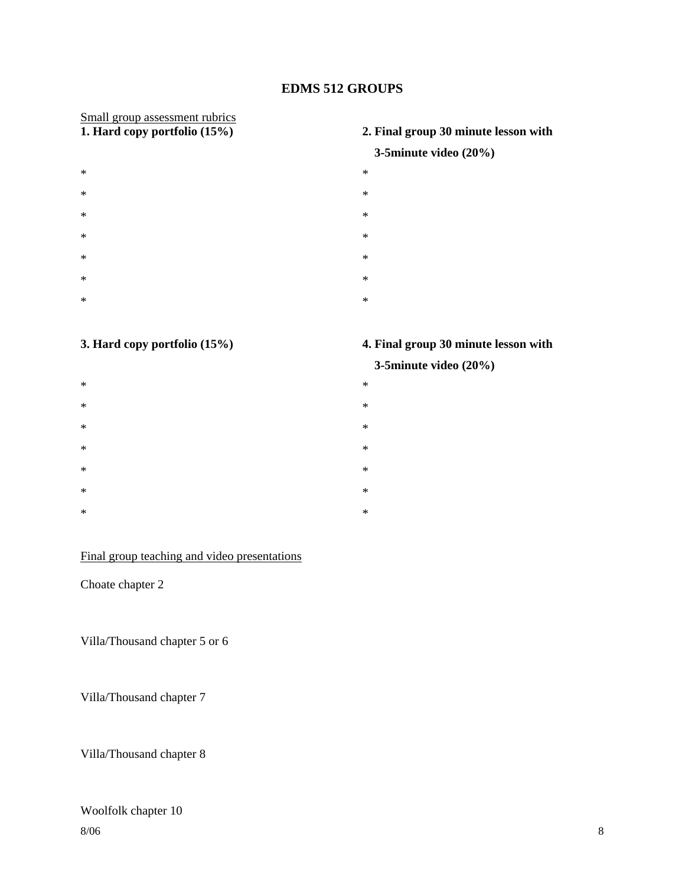## EDMS 512 GROUPS

Small group assessment rubrics

**1. Hard copy portfolio (15%)**

*
*
*
*
*
*
*

**2. Final group 30 minute lesson with 3-5minute video (20%)**

*
*
*
*
*
*
*

**3. Hard copy portfolio (15%)**

*
*
*
*
*
*
*

**4. Final group 30 minute lesson with 3-5minute video (20%)**

*
*
*
*
*
*
*

Final group teaching and video presentations

Choate chapter 2

Villa/Thousand chapter 5 or 6

Villa/Thousand chapter 7

Villa/Thousand chapter 8

Woolfolk chapter 10

8/06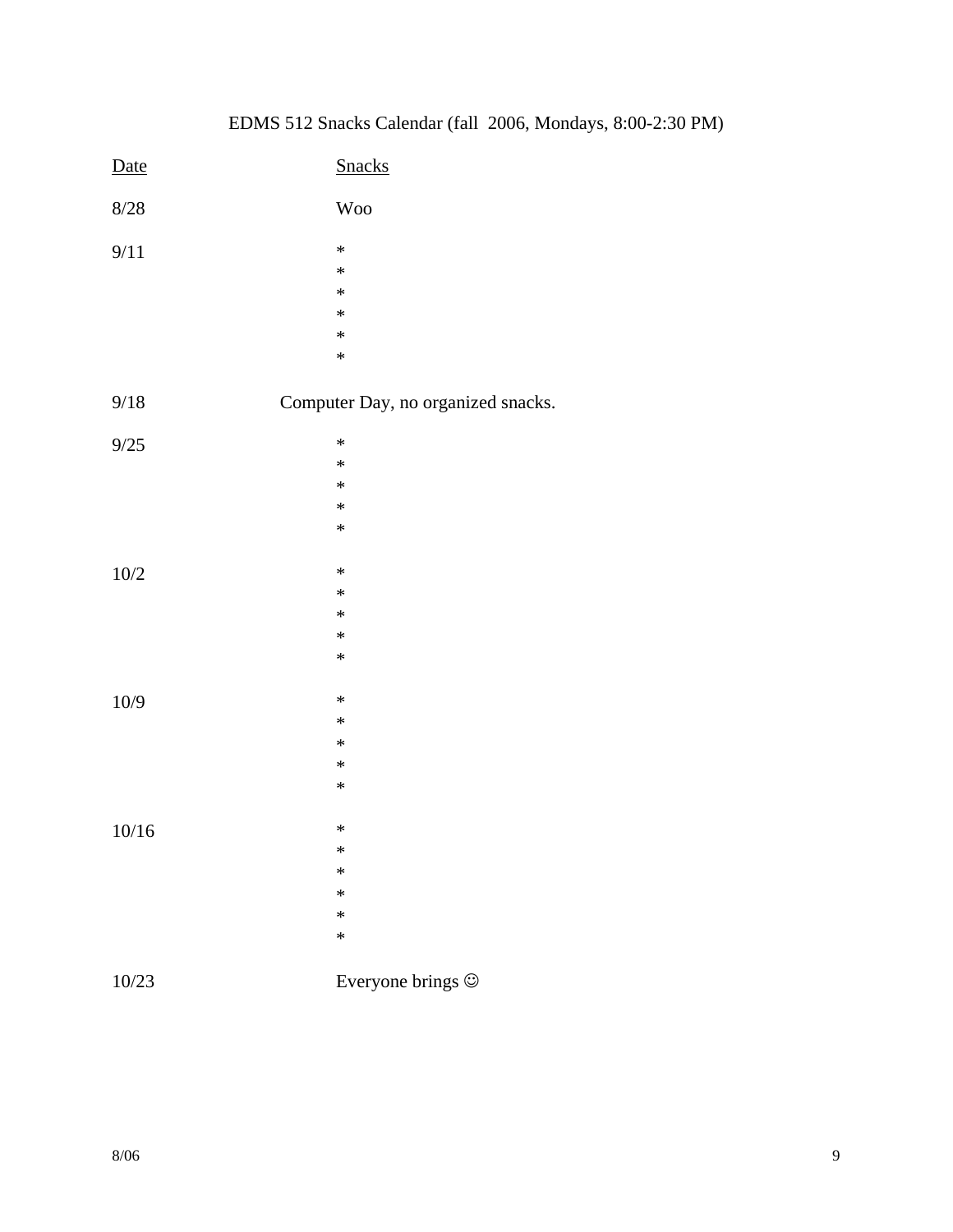EDMS 512 Snacks Calendar (fall 2006, Mondays, 8:00-2:30 PM)

| Date | Snacks |
|---|---|
| 8/28 | Woo |
| 9/11 | * <br> * <br> * <br> * <br> * <br> * |
| 9/18 | Computer Day, no organized snacks. |
| 9/25 | * <br> * <br> * <br> * <br> * |
| 10/2 | * <br> * <br> * <br> * <br> * |
| 10/9 | * <br> * <br> * <br> * <br> * |
| 10/16 | * <br> * <br> * <br> * <br> * <br> * |
| 10/23 | Everyone brings ☺ |

8/06